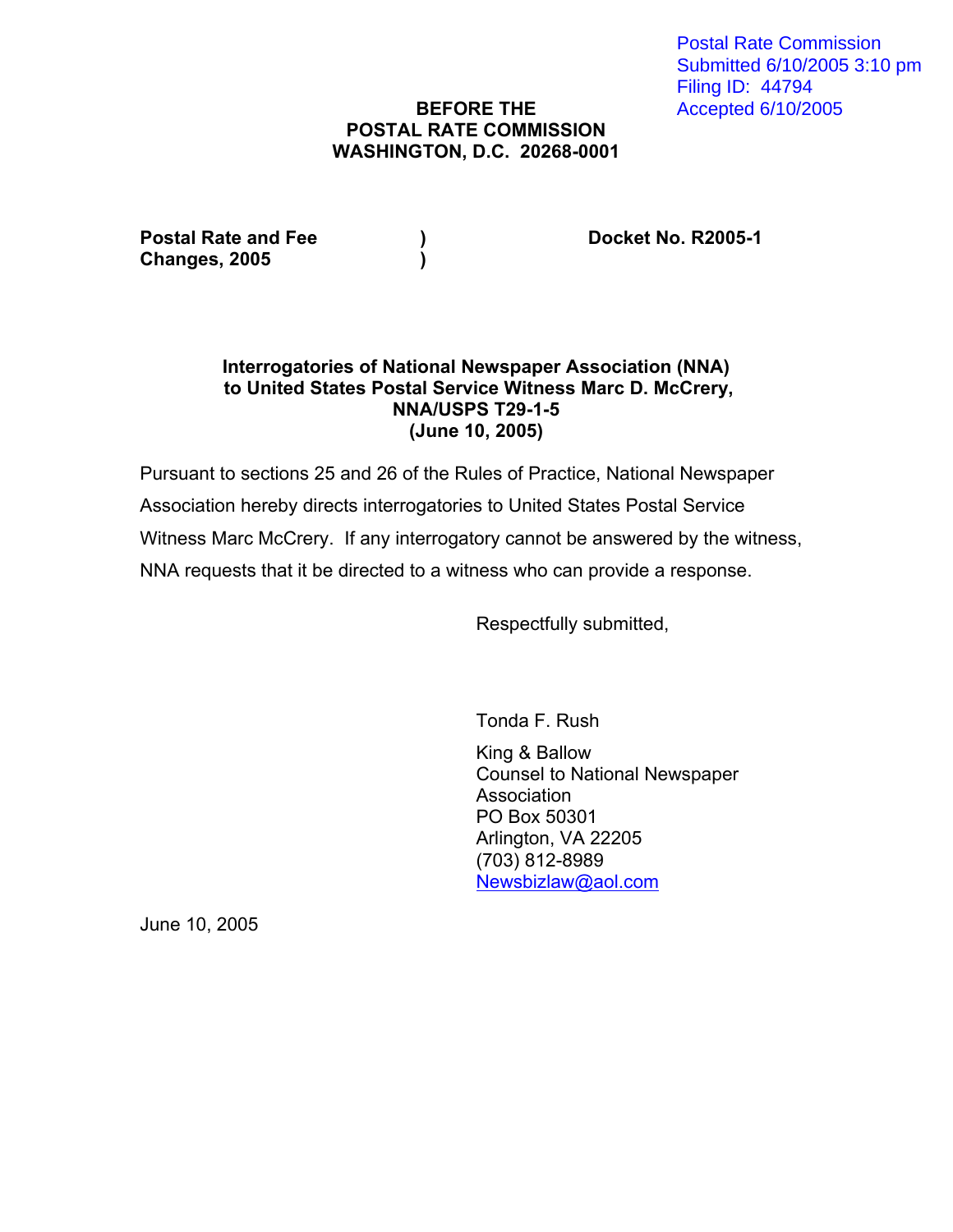Postal Rate Commission
Submitted 6/10/2005 3:10 pm
Filing ID: 44794
Accepted 6/10/2005

**BEFORE THE**
**POSTAL RATE COMMISSION**
**WASHINGTON, D.C. 20268-0001**

| | | |
|---|---|---|
| **Postal Rate and Fee Changes, 2005** | **)** **)** | **Docket No. R2005-1** |

**Interrogatories of National Newspaper Association (NNA)**
**to United States Postal Service Witness Marc D. McCrery,**
**NNA/USPS T29-1-5**
**(June 10, 2005)**

Pursuant to sections 25 and 26 of the Rules of Practice, National Newspaper Association hereby directs interrogatories to United States Postal Service Witness Marc McCrery. If any interrogatory cannot be answered by the witness, NNA requests that it be directed to a witness who can provide a response.

Respectfully submitted,

Tonda F. Rush

King & Ballow
Counsel to National Newspaper Association
PO Box 50301
Arlington, VA 22205
(703) 812-8989
Newsbizlaw@aol.com

June 10, 2005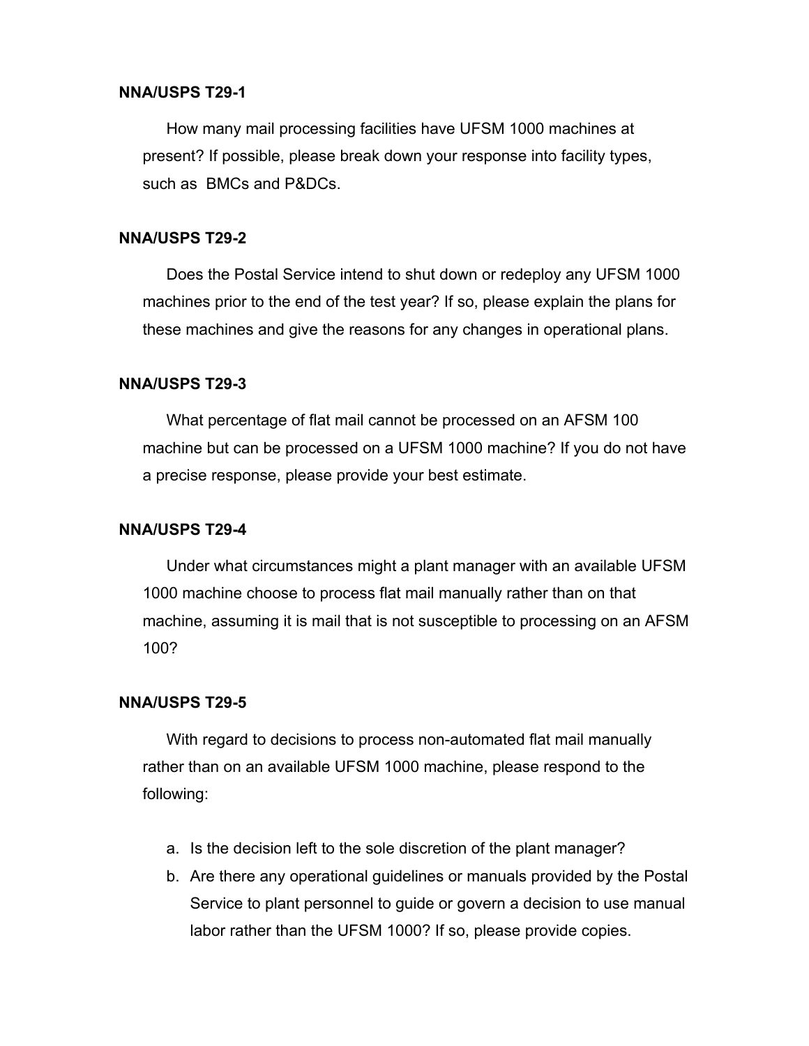**NNA/USPS T29-1**

How many mail processing facilities have UFSM 1000 machines at present? If possible, please break down your response into facility types, such as BMCs and P&DCs.

**NNA/USPS T29-2**

Does the Postal Service intend to shut down or redeploy any UFSM 1000 machines prior to the end of the test year? If so, please explain the plans for these machines and give the reasons for any changes in operational plans.

**NNA/USPS T29-3**

What percentage of flat mail cannot be processed on an AFSM 100 machine but can be processed on a UFSM 1000 machine? If you do not have a precise response, please provide your best estimate.

**NNA/USPS T29-4**

Under what circumstances might a plant manager with an available UFSM 1000 machine choose to process flat mail manually rather than on that machine, assuming it is mail that is not susceptible to processing on an AFSM 100?

**NNA/USPS T29-5**

With regard to decisions to process non-automated flat mail manually rather than on an available UFSM 1000 machine, please respond to the following:

a. Is the decision left to the sole discretion of the plant manager?
b. Are there any operational guidelines or manuals provided by the Postal Service to plant personnel to guide or govern a decision to use manual labor rather than the UFSM 1000? If so, please provide copies.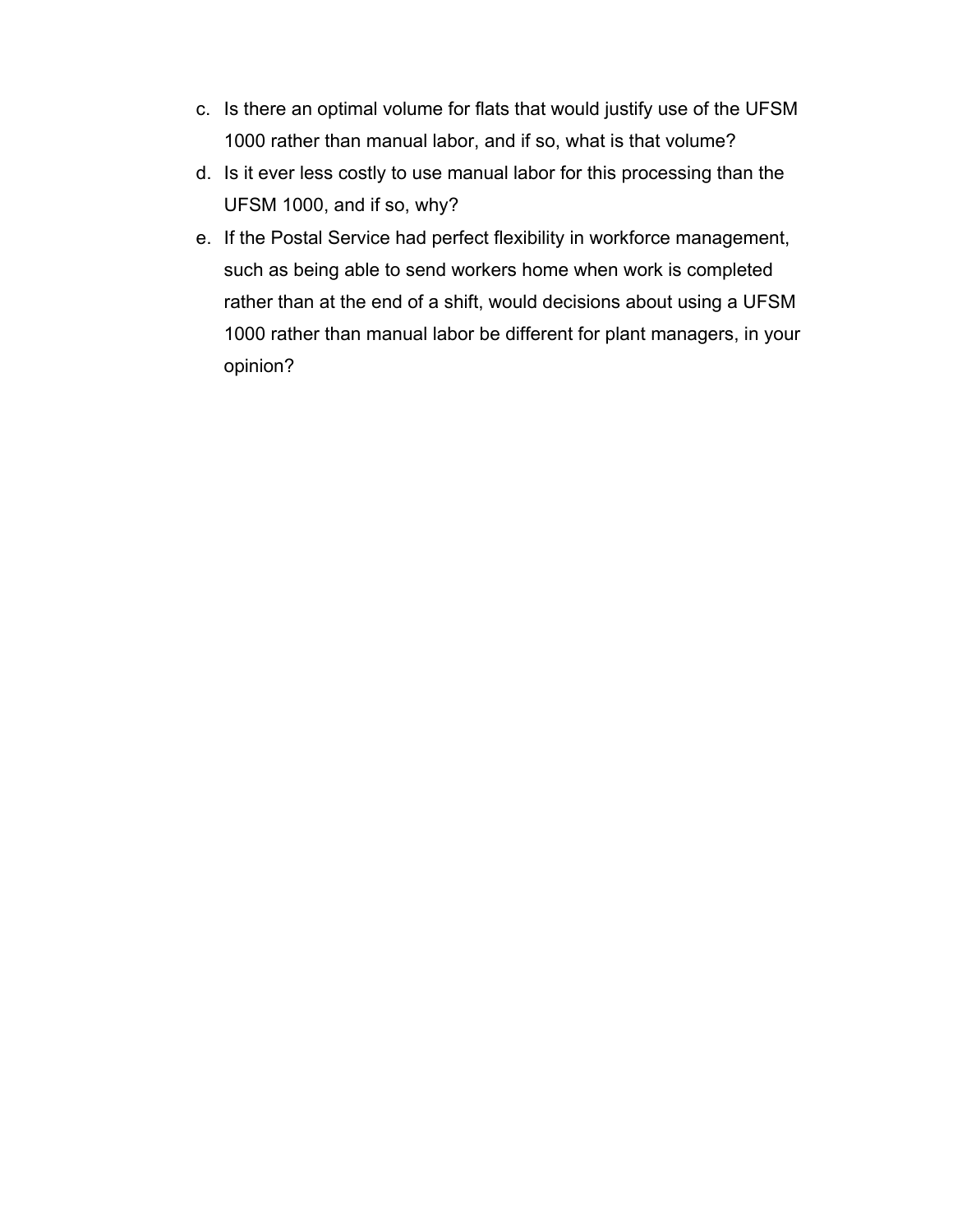c. Is there an optimal volume for flats that would justify use of the UFSM 1000 rather than manual labor, and if so, what is that volume?
d. Is it ever less costly to use manual labor for this processing than the UFSM 1000, and if so, why?
e. If the Postal Service had perfect flexibility in workforce management, such as being able to send workers home when work is completed rather than at the end of a shift, would decisions about using a UFSM 1000 rather than manual labor be different for plant managers, in your opinion?